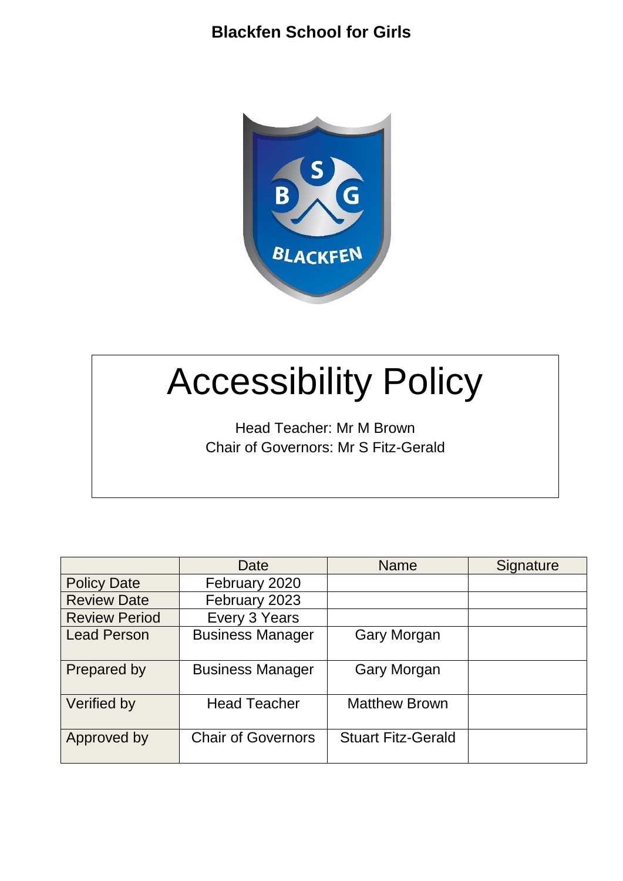**Blackfen School for Girls**

# Accessibility Policy

Head Teacher: Mr M Brown
Chair of Governors: Mr S Fitz-Gerald

| | Date | Name | Signature |
|---|---|---|---|
| Policy Date | February 2020 | | |
| Review Date | February 2023 | | |
| Review Period | Every 3 Years | | |
| Lead Person | Business Manager | Gary Morgan | |
| Prepared by | Business Manager | Gary Morgan | |
| Verified by | Head Teacher | Matthew Brown | |
| Approved by | Chair of Governors | Stuart Fitz-Gerald | |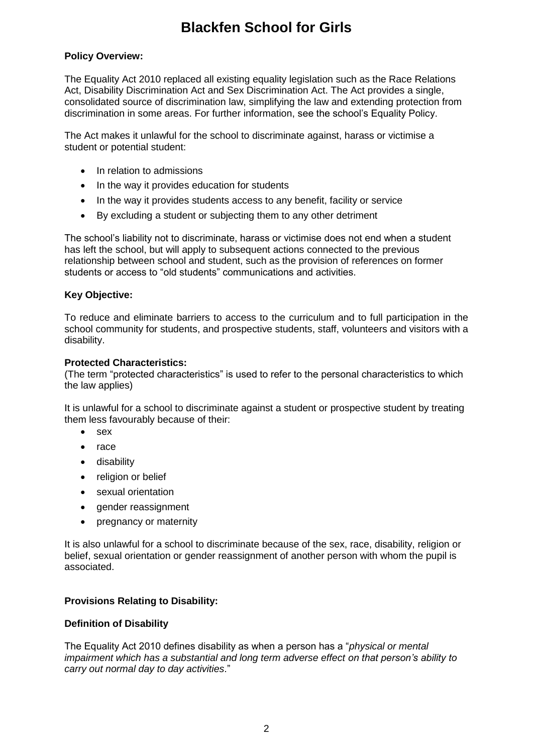# Blackfen School for Girls

**Policy Overview:**

The Equality Act 2010 replaced all existing equality legislation such as the Race Relations Act, Disability Discrimination Act and Sex Discrimination Act. The Act provides a single, consolidated source of discrimination law, simplifying the law and extending protection from discrimination in some areas. For further information, see the school's Equality Policy.

The Act makes it unlawful for the school to discriminate against, harass or victimise a student or potential student:

- In relation to admissions
- In the way it provides education for students
- In the way it provides students access to any benefit, facility or service
- By excluding a student or subjecting them to any other detriment

The school's liability not to discriminate, harass or victimise does not end when a student has left the school, but will apply to subsequent actions connected to the previous relationship between school and student, such as the provision of references on former students or access to "old students" communications and activities.

**Key Objective:**

To reduce and eliminate barriers to access to the curriculum and to full participation in the school community for students, and prospective students, staff, volunteers and visitors with a disability.

**Protected Characteristics:**
(The term "protected characteristics" is used to refer to the personal characteristics to which the law applies)

It is unlawful for a school to discriminate against a student or prospective student by treating them less favourably because of their:

- sex
- race
- disability
- religion or belief
- sexual orientation
- gender reassignment
- pregnancy or maternity

It is also unlawful for a school to discriminate because of the sex, race, disability, religion or belief, sexual orientation or gender reassignment of another person with whom the pupil is associated.

**Provisions Relating to Disability:**

**Definition of Disability**

The Equality Act 2010 defines disability as when a person has a "*physical or mental impairment which has a substantial and long term adverse effect on that person's ability to carry out normal day to day activities*."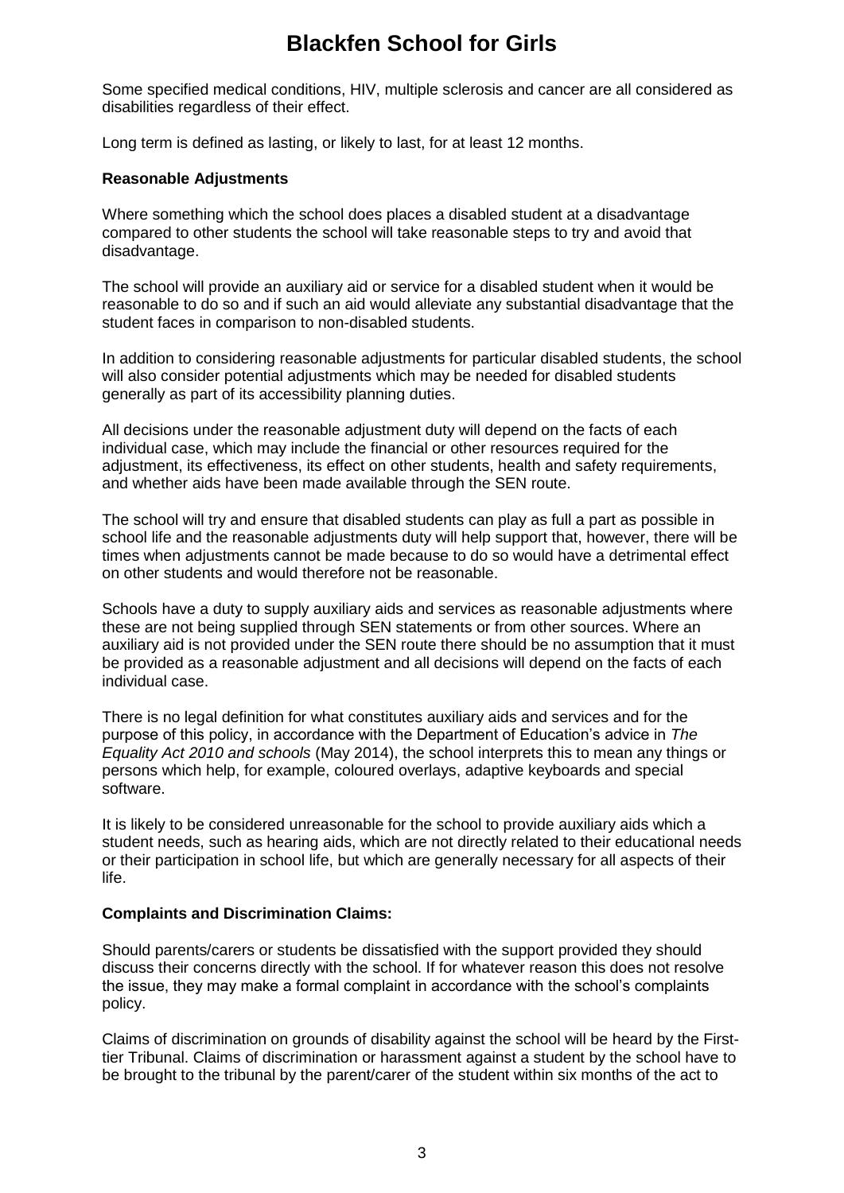Some specified medical conditions, HIV, multiple sclerosis and cancer are all considered as disabilities regardless of their effect.

Long term is defined as lasting, or likely to last, for at least 12 months.

**Reasonable Adjustments**

Where something which the school does places a disabled student at a disadvantage compared to other students the school will take reasonable steps to try and avoid that disadvantage.

The school will provide an auxiliary aid or service for a disabled student when it would be reasonable to do so and if such an aid would alleviate any substantial disadvantage that the student faces in comparison to non-disabled students.

In addition to considering reasonable adjustments for particular disabled students, the school will also consider potential adjustments which may be needed for disabled students generally as part of its accessibility planning duties.

All decisions under the reasonable adjustment duty will depend on the facts of each individual case, which may include the financial or other resources required for the adjustment, its effectiveness, its effect on other students, health and safety requirements, and whether aids have been made available through the SEN route.

The school will try and ensure that disabled students can play as full a part as possible in school life and the reasonable adjustments duty will help support that, however, there will be times when adjustments cannot be made because to do so would have a detrimental effect on other students and would therefore not be reasonable.

Schools have a duty to supply auxiliary aids and services as reasonable adjustments where these are not being supplied through SEN statements or from other sources. Where an auxiliary aid is not provided under the SEN route there should be no assumption that it must be provided as a reasonable adjustment and all decisions will depend on the facts of each individual case.

There is no legal definition for what constitutes auxiliary aids and services and for the purpose of this policy, in accordance with the Department of Education's advice in *The Equality Act 2010 and schools* (May 2014), the school interprets this to mean any things or persons which help, for example, coloured overlays, adaptive keyboards and special software.

It is likely to be considered unreasonable for the school to provide auxiliary aids which a student needs, such as hearing aids, which are not directly related to their educational needs or their participation in school life, but which are generally necessary for all aspects of their life.

**Complaints and Discrimination Claims:**

Should parents/carers or students be dissatisfied with the support provided they should discuss their concerns directly with the school. If for whatever reason this does not resolve the issue, they may make a formal complaint in accordance with the school's complaints policy.

Claims of discrimination on grounds of disability against the school will be heard by the First-tier Tribunal. Claims of discrimination or harassment against a student by the school have to be brought to the tribunal by the parent/carer of the student within six months of the act to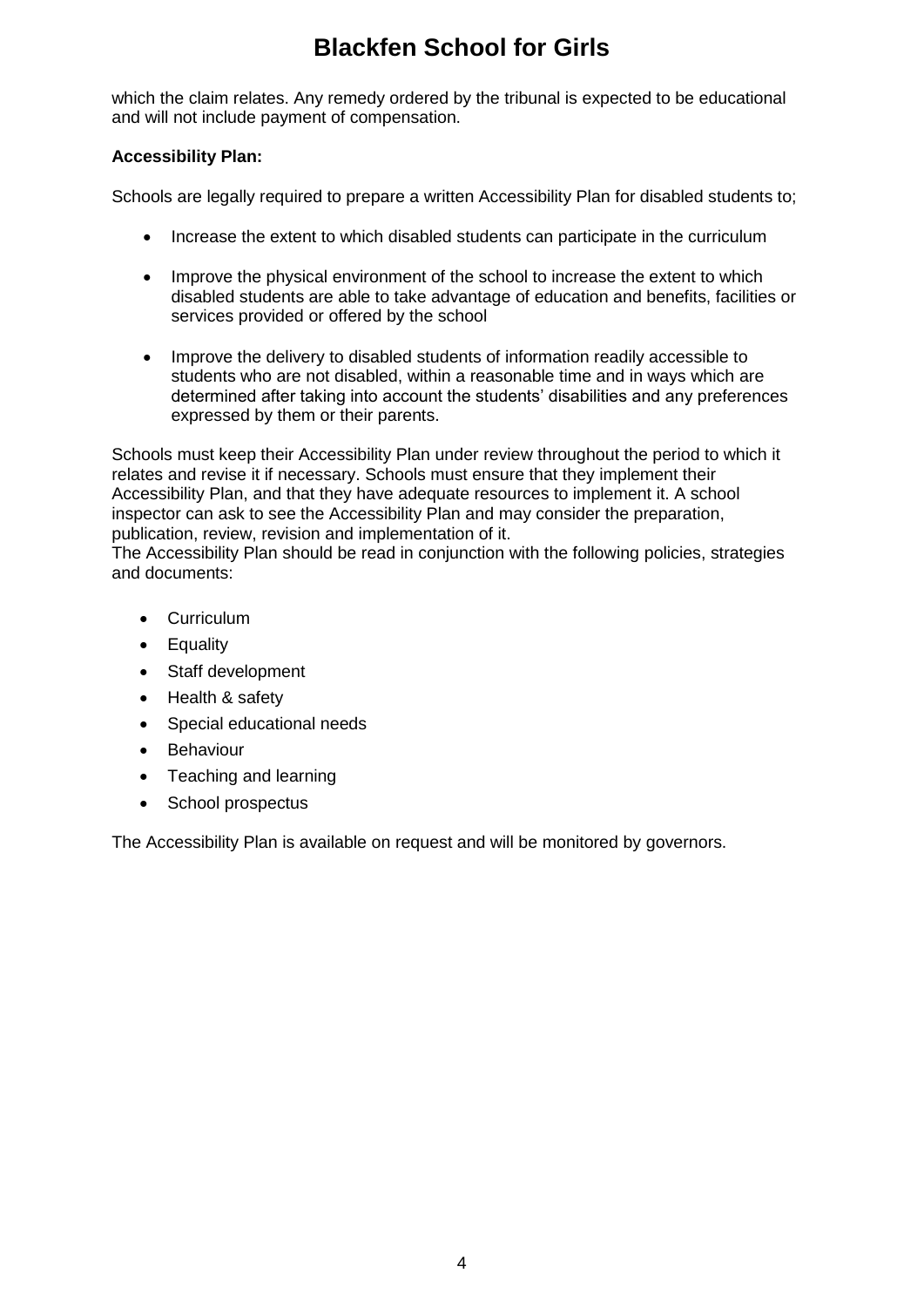which the claim relates. Any remedy ordered by the tribunal is expected to be educational and will not include payment of compensation.

**Accessibility Plan:**

Schools are legally required to prepare a written Accessibility Plan for disabled students to;

- Increase the extent to which disabled students can participate in the curriculum
- Improve the physical environment of the school to increase the extent to which disabled students are able to take advantage of education and benefits, facilities or services provided or offered by the school
- Improve the delivery to disabled students of information readily accessible to students who are not disabled, within a reasonable time and in ways which are determined after taking into account the students' disabilities and any preferences expressed by them or their parents.

Schools must keep their Accessibility Plan under review throughout the period to which it relates and revise it if necessary. Schools must ensure that they implement their Accessibility Plan, and that they have adequate resources to implement it. A school inspector can ask to see the Accessibility Plan and may consider the preparation, publication, review, revision and implementation of it.
The Accessibility Plan should be read in conjunction with the following policies, strategies and documents:

- Curriculum
- Equality
- Staff development
- Health & safety
- Special educational needs
- Behaviour
- Teaching and learning
- School prospectus

The Accessibility Plan is available on request and will be monitored by governors.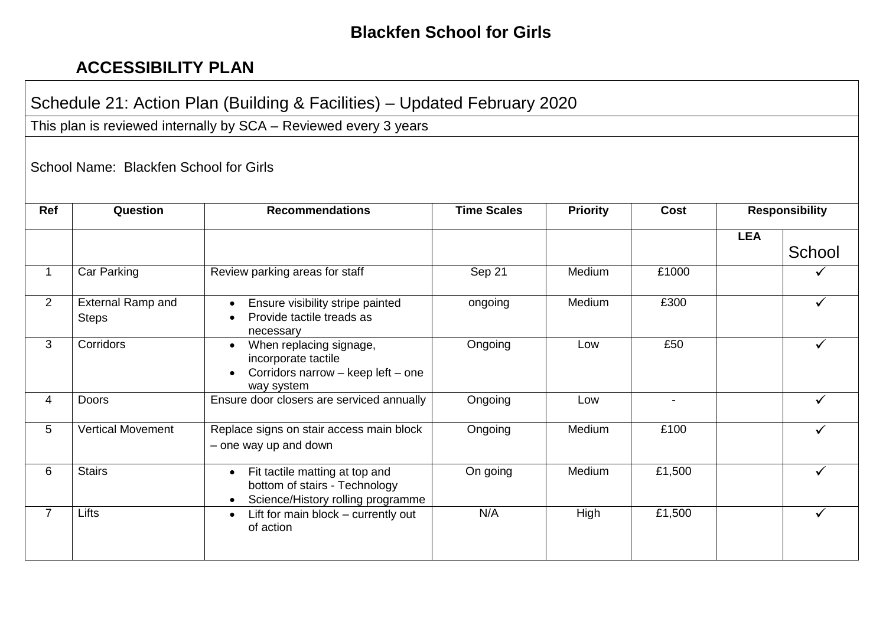# Blackfen School for Girls

## ACCESSIBILITY PLAN

Schedule 21: Action Plan (Building & Facilities) – Updated February 2020

This plan is reviewed internally by SCA – Reviewed every 3 years

School Name: Blackfen School for Girls

| Ref | Question | Recommendations | Time Scales | Priority | Cost | Responsibility | |
|---|---|---|---|---|---|---|---|
| | | | | | | LEA | School |
| 1 | Car Parking | Review parking areas for staff | Sep 21 | Medium | £1000 | | ✓ |
| 2 | External Ramp and Steps | • Ensure visibility stripe painted<br>• Provide tactile treads as necessary | ongoing | Medium | £300 | | ✓ |
| 3 | Corridors | • When replacing signage, incorporate tactile<br>• Corridors narrow – keep left – one way system | Ongoing | Low | £50 | | ✓ |
| 4 | Doors | Ensure door closers are serviced annually | Ongoing | Low | - | | ✓ |
| 5 | Vertical Movement | Replace signs on stair access main block – one way up and down | Ongoing | Medium | £100 | | ✓ |
| 6 | Stairs | • Fit tactile matting at top and bottom of stairs - Technology<br>• Science/History rolling programme | On going | Medium | £1,500 | | ✓ |
| 7 | Lifts | • Lift for main block – currently out of action | N/A | High | £1,500 | | ✓ |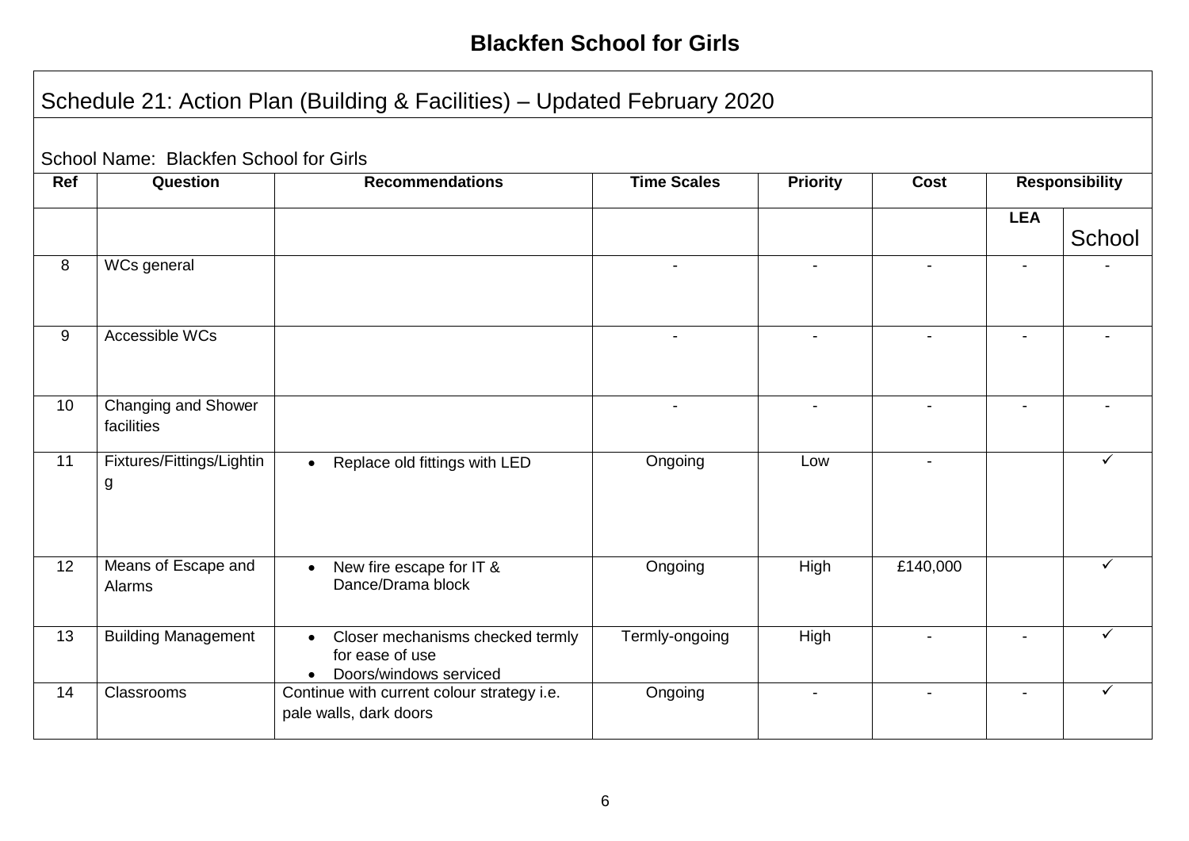## Blackfen School for Girls

Schedule 21: Action Plan (Building & Facilities) – Updated February 2020

School Name: Blackfen School for Girls

| Ref | Question | Recommendations | Time Scales | Priority | Cost | Responsibility | |
|---|---|---|---|---|---|---|---|
| | | | | | | LEA | School |
| 8 | WCs general | | - | - | - | - | - |
| 9 | Accessible WCs | | - | - | - | - | - |
| 10 | Changing and Shower facilities | | - | - | - | - | - |
| 11 | Fixtures/Fittings/Lighting | • Replace old fittings with LED | Ongoing | Low | - | | ✓ |
| 12 | Means of Escape and Alarms | • New fire escape for IT & Dance/Drama block | Ongoing | High | £140,000 | | ✓ |
| 13 | Building Management | • Closer mechanisms checked termly for ease of use<br>• Doors/windows serviced | Termly-ongoing | High | - | - | ✓ |
| 14 | Classrooms | Continue with current colour strategy i.e. pale walls, dark doors | Ongoing | - | - | - | ✓ |